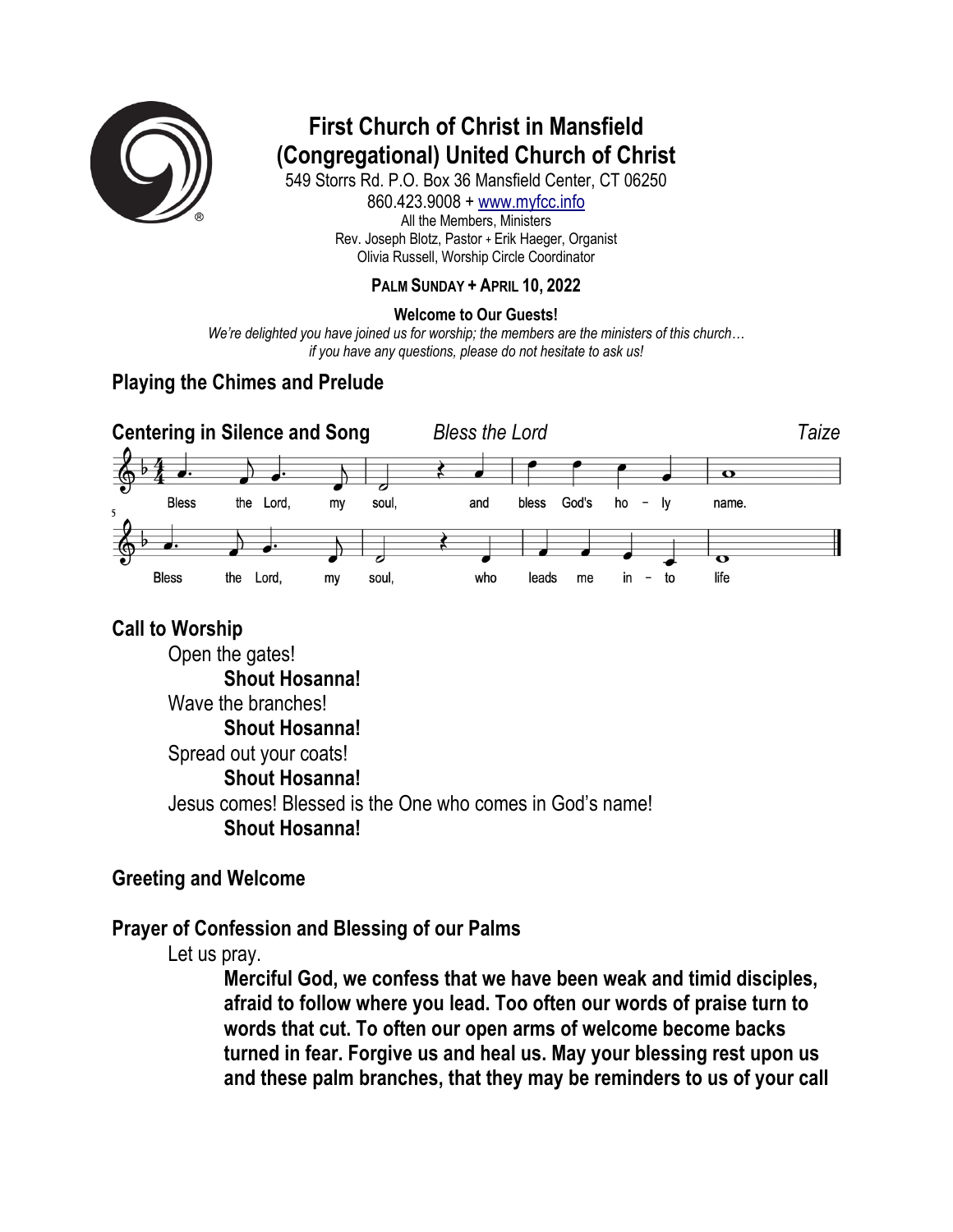# First Church of Christ in Mansfield (Congregational) United Church of Christ

549 Storrs Rd. P.O. Box 36 Mansfield Center, CT 06250
860.423.9008 + www.myfcc.info
All the Members, Ministers
Rev. Joseph Blotz, Pastor + Erik Haeger, Organist
Olivia Russell, Worship Circle Coordinator

**PALM SUNDAY + APRIL 10, 2022**

**Welcome to Our Guests!**

*We're delighted you have joined us for worship; the members are the ministers of this church… if you have any questions, please do not hesitate to ask us!*

## Playing the Chimes and Prelude

## Centering in Silence and Song — *Bless the Lord* — *Taize*

Bless the Lord, my soul, and bless God's ho - ly name.
Bless the Lord, my soul, who leads me in - to life

## Call to Worship

Open the gates!
**Shout Hosanna!**
Wave the branches!
**Shout Hosanna!**
Spread out your coats!
**Shout Hosanna!**
Jesus comes! Blessed is the One who comes in God's name!
**Shout Hosanna!**

## Greeting and Welcome

## Prayer of Confession and Blessing of our Palms

Let us pray.

**Merciful God, we confess that we have been weak and timid disciples, afraid to follow where you lead. Too often our words of praise turn to words that cut. To often our open arms of welcome become backs turned in fear. Forgive us and heal us. May your blessing rest upon us and these palm branches, that they may be reminders to us of your call**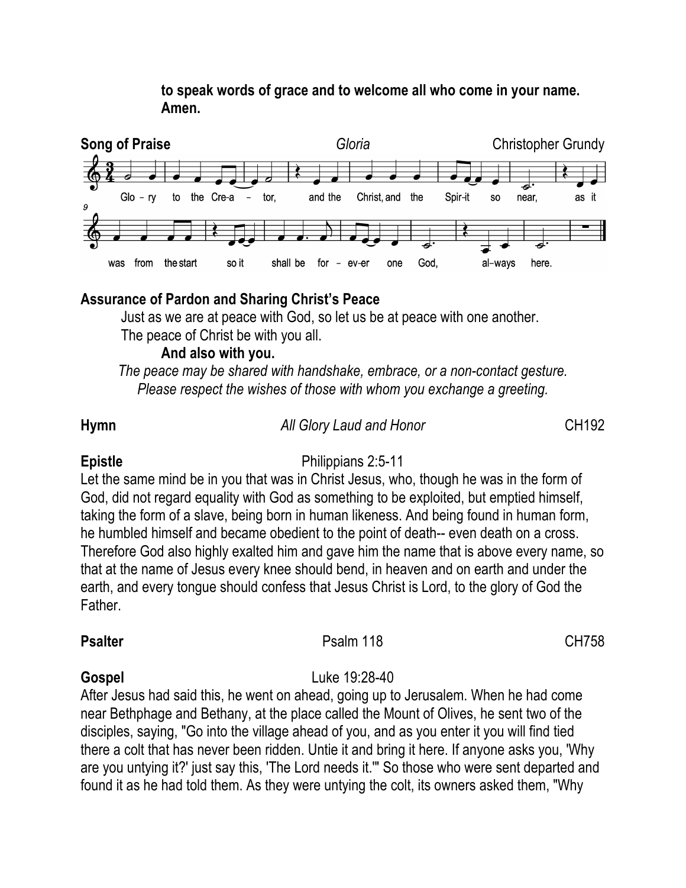**to speak words of grace and to welcome all who come in your name. Amen.**

**Song of Praise** *Gloria* Christopher Grundy

Glo – ry to the Cre-a – tor, and the Christ, and the Spir-it so near, as it was from the start so it shall be for – ev-er one God, al–ways here.

**Assurance of Pardon and Sharing Christ's Peace**

Just as we are at peace with God, so let us be at peace with one another.
The peace of Christ be with you all.

**And also with you.**

*The peace may be shared with handshake, embrace, or a non-contact gesture. Please respect the wishes of those with whom you exchange a greeting.*

**Hymn** *All Glory Laud and Honor* CH192

**Epistle** Philippians 2:5-11

Let the same mind be in you that was in Christ Jesus, who, though he was in the form of God, did not regard equality with God as something to be exploited, but emptied himself, taking the form of a slave, being born in human likeness. And being found in human form, he humbled himself and became obedient to the point of death-- even death on a cross. Therefore God also highly exalted him and gave him the name that is above every name, so that at the name of Jesus every knee should bend, in heaven and on earth and under the earth, and every tongue should confess that Jesus Christ is Lord, to the glory of God the Father.

**Psalter** Psalm 118 CH758

**Gospel** Luke 19:28-40

After Jesus had said this, he went on ahead, going up to Jerusalem. When he had come near Bethphage and Bethany, at the place called the Mount of Olives, he sent two of the disciples, saying, "Go into the village ahead of you, and as you enter it you will find tied there a colt that has never been ridden. Untie it and bring it here. If anyone asks you, 'Why are you untying it?' just say this, 'The Lord needs it.'" So those who were sent departed and found it as he had told them. As they were untying the colt, its owners asked them, "Why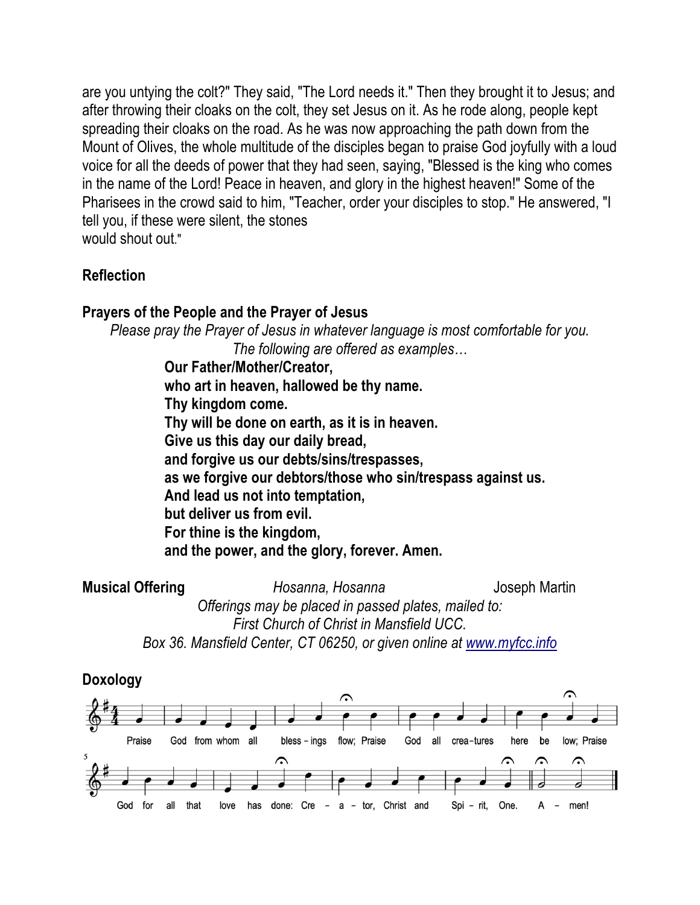are you untying the colt?" They said, "The Lord needs it." Then they brought it to Jesus; and after throwing their cloaks on the colt, they set Jesus on it. As he rode along, people kept spreading their cloaks on the road. As he was now approaching the path down from the Mount of Olives, the whole multitude of the disciples began to praise God joyfully with a loud voice for all the deeds of power that they had seen, saying, "Blessed is the king who comes in the name of the Lord! Peace in heaven, and glory in the highest heaven!" Some of the Pharisees in the crowd said to him, "Teacher, order your disciples to stop." He answered, "I tell you, if these were silent, the stones would shout out."

**Reflection**

**Prayers of the People and the Prayer of Jesus**

*Please pray the Prayer of Jesus in whatever language is most comfortable for you.*
*The following are offered as examples…*

**Our Father/Mother/Creator,**
**who art in heaven, hallowed be thy name.**
**Thy kingdom come.**
**Thy will be done on earth, as it is in heaven.**
**Give us this day our daily bread,**
**and forgive us our debts/sins/trespasses,**
**as we forgive our debtors/those who sin/trespass against us.**
**And lead us not into temptation,**
**but deliver us from evil.**
**For thine is the kingdom,**
**and the power, and the glory, forever. Amen.**

**Musical Offering** *Hosanna, Hosanna* Joseph Martin

*Offerings may be placed in passed plates, mailed to:*
*First Church of Christ in Mansfield UCC.*
*Box 36. Mansfield Center, CT 06250, or given online at [www.myfcc.info](http://www.myfcc.info)*

**Doxology**

Praise God from whom all blessings flow; Praise God all creatures here below; Praise God for all that love has done: Creator, Christ and Spirit, One. Amen!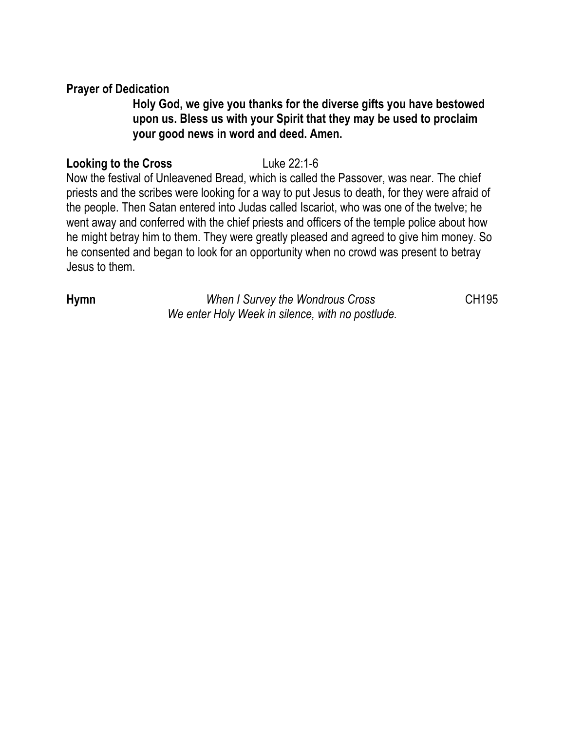**Prayer of Dedication**

> **Holy God, we give you thanks for the diverse gifts you have bestowed upon us. Bless us with your Spirit that they may be used to proclaim your good news in word and deed. Amen.**

**Looking to the Cross** Luke 22:1-6

Now the festival of Unleavened Bread, which is called the Passover, was near. The chief priests and the scribes were looking for a way to put Jesus to death, for they were afraid of the people. Then Satan entered into Judas called Iscariot, who was one of the twelve; he went away and conferred with the chief priests and officers of the temple police about how he might betray him to them. They were greatly pleased and agreed to give him money. So he consented and began to look for an opportunity when no crowd was present to betray Jesus to them.

**Hymn** *When I Survey the Wondrous Cross* CH195

*We enter Holy Week in silence, with no postlude.*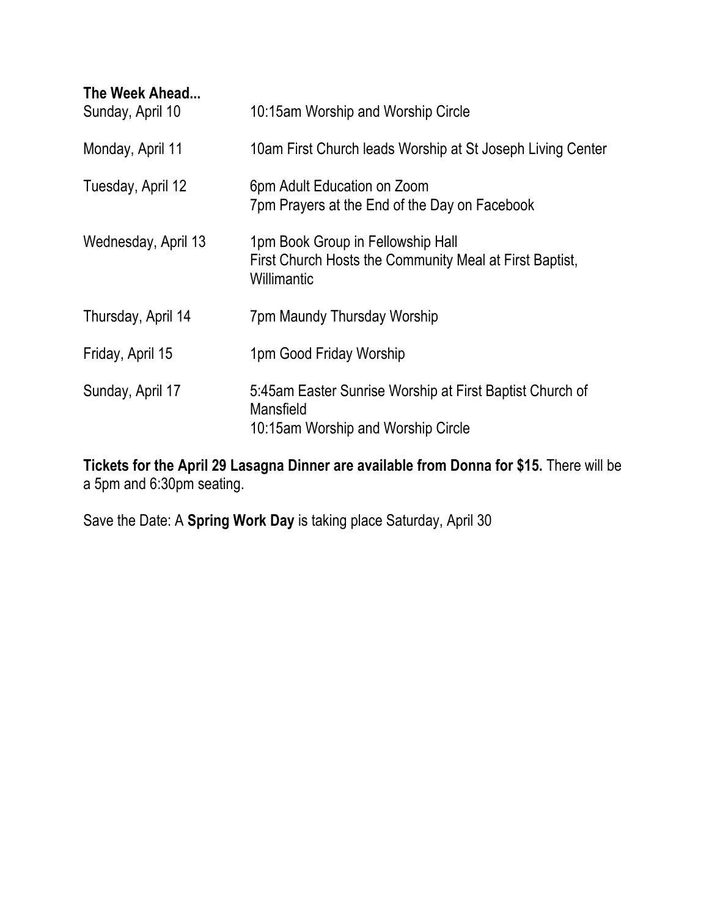**The Week Ahead...**

| | |
|---|---|
| Sunday, April 10 | 10:15am Worship and Worship Circle |
| Monday, April 11 | 10am First Church leads Worship at St Joseph Living Center |
| Tuesday, April 12 | 6pm Adult Education on Zoom<br>7pm Prayers at the End of the Day on Facebook |
| Wednesday, April 13 | 1pm Book Group in Fellowship Hall<br>First Church Hosts the Community Meal at First Baptist, Willimantic |
| Thursday, April 14 | 7pm Maundy Thursday Worship |
| Friday, April 15 | 1pm Good Friday Worship |
| Sunday, April 17 | 5:45am Easter Sunrise Worship at First Baptist Church of Mansfield<br>10:15am Worship and Worship Circle |

**Tickets for the April 29 Lasagna Dinner are available from Donna for $15.** There will be a 5pm and 6:30pm seating.

Save the Date: A **Spring Work Day** is taking place Saturday, April 30